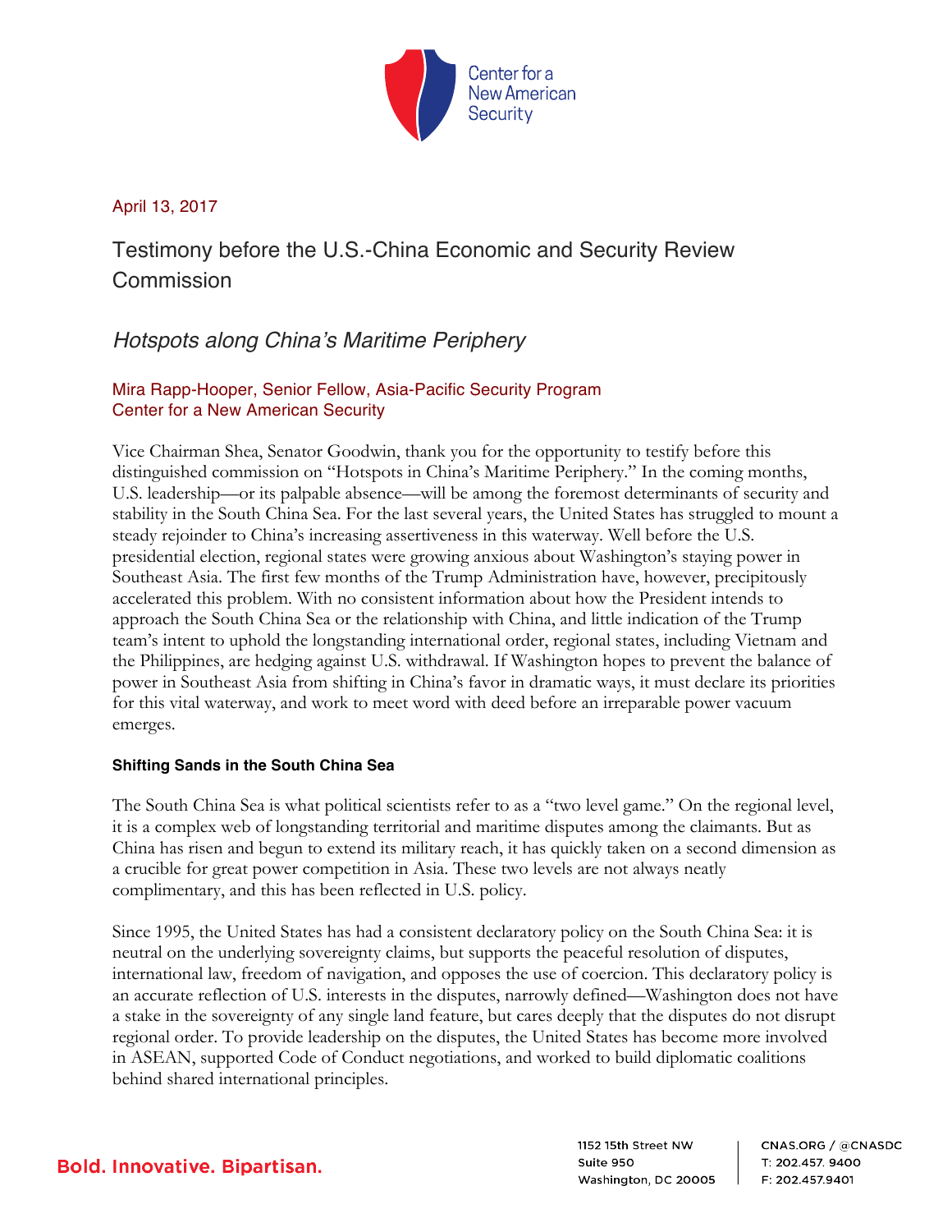Center for a New American Security

April 13, 2017

# Testimony before the U.S.-China Economic and Security Review Commission

## *Hotspots along China's Maritime Periphery*

Mira Rapp-Hooper, Senior Fellow, Asia-Pacific Security Program
Center for a New American Security

Vice Chairman Shea, Senator Goodwin, thank you for the opportunity to testify before this distinguished commission on "Hotspots in China's Maritime Periphery." In the coming months, U.S. leadership—or its palpable absence—will be among the foremost determinants of security and stability in the South China Sea. For the last several years, the United States has struggled to mount a steady rejoinder to China's increasing assertiveness in this waterway. Well before the U.S. presidential election, regional states were growing anxious about Washington's staying power in Southeast Asia. The first few months of the Trump Administration have, however, precipitously accelerated this problem. With no consistent information about how the President intends to approach the South China Sea or the relationship with China, and little indication of the Trump team's intent to uphold the longstanding international order, regional states, including Vietnam and the Philippines, are hedging against U.S. withdrawal. If Washington hopes to prevent the balance of power in Southeast Asia from shifting in China's favor in dramatic ways, it must declare its priorities for this vital waterway, and work to meet word with deed before an irreparable power vacuum emerges.

### Shifting Sands in the South China Sea

The South China Sea is what political scientists refer to as a "two level game." On the regional level, it is a complex web of longstanding territorial and maritime disputes among the claimants. But as China has risen and begun to extend its military reach, it has quickly taken on a second dimension as a crucible for great power competition in Asia. These two levels are not always neatly complimentary, and this has been reflected in U.S. policy.

Since 1995, the United States has had a consistent declaratory policy on the South China Sea: it is neutral on the underlying sovereignty claims, but supports the peaceful resolution of disputes, international law, freedom of navigation, and opposes the use of coercion. This declaratory policy is an accurate reflection of U.S. interests in the disputes, narrowly defined—Washington does not have a stake in the sovereignty of any single land feature, but cares deeply that the disputes do not disrupt regional order. To provide leadership on the disputes, the United States has become more involved in ASEAN, supported Code of Conduct negotiations, and worked to build diplomatic coalitions behind shared international principles.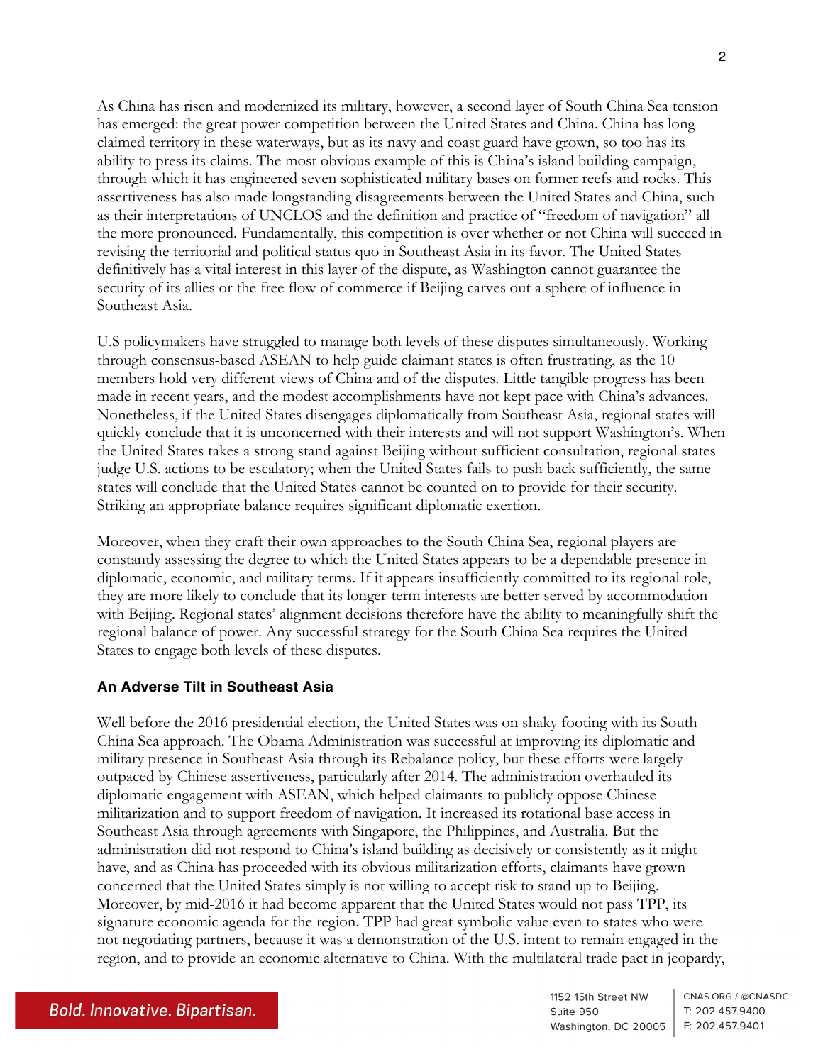As China has risen and modernized its military, however, a second layer of South China Sea tension has emerged: the great power competition between the United States and China. China has long claimed territory in these waterways, but as its navy and coast guard have grown, so too has its ability to press its claims. The most obvious example of this is China's island building campaign, through which it has engineered seven sophisticated military bases on former reefs and rocks. This assertiveness has also made longstanding disagreements between the United States and China, such as their interpretations of UNCLOS and the definition and practice of "freedom of navigation" all the more pronounced. Fundamentally, this competition is over whether or not China will succeed in revising the territorial and political status quo in Southeast Asia in its favor. The United States definitively has a vital interest in this layer of the dispute, as Washington cannot guarantee the security of its allies or the free flow of commerce if Beijing carves out a sphere of influence in Southeast Asia.

U.S policymakers have struggled to manage both levels of these disputes simultaneously. Working through consensus-based ASEAN to help guide claimant states is often frustrating, as the 10 members hold very different views of China and of the disputes. Little tangible progress has been made in recent years, and the modest accomplishments have not kept pace with China's advances. Nonetheless, if the United States disengages diplomatically from Southeast Asia, regional states will quickly conclude that it is unconcerned with their interests and will not support Washington's. When the United States takes a strong stand against Beijing without sufficient consultation, regional states judge U.S. actions to be escalatory; when the United States fails to push back sufficiently, the same states will conclude that the United States cannot be counted on to provide for their security. Striking an appropriate balance requires significant diplomatic exertion.

Moreover, when they craft their own approaches to the South China Sea, regional players are constantly assessing the degree to which the United States appears to be a dependable presence in diplomatic, economic, and military terms. If it appears insufficiently committed to its regional role, they are more likely to conclude that its longer-term interests are better served by accommodation with Beijing. Regional states' alignment decisions therefore have the ability to meaningfully shift the regional balance of power. Any successful strategy for the South China Sea requires the United States to engage both levels of these disputes.

### An Adverse Tilt in Southeast Asia

Well before the 2016 presidential election, the United States was on shaky footing with its South China Sea approach. The Obama Administration was successful at improving its diplomatic and military presence in Southeast Asia through its Rebalance policy, but these efforts were largely outpaced by Chinese assertiveness, particularly after 2014. The administration overhauled its diplomatic engagement with ASEAN, which helped claimants to publicly oppose Chinese militarization and to support freedom of navigation. It increased its rotational base access in Southeast Asia through agreements with Singapore, the Philippines, and Australia. But the administration did not respond to China's island building as decisively or consistently as it might have, and as China has proceeded with its obvious militarization efforts, claimants have grown concerned that the United States simply is not willing to accept risk to stand up to Beijing. Moreover, by mid-2016 it had become apparent that the United States would not pass TPP, its signature economic agenda for the region. TPP had great symbolic value even to states who were not negotiating partners, because it was a demonstration of the U.S. intent to remain engaged in the region, and to provide an economic alternative to China. With the multilateral trade pact in jeopardy,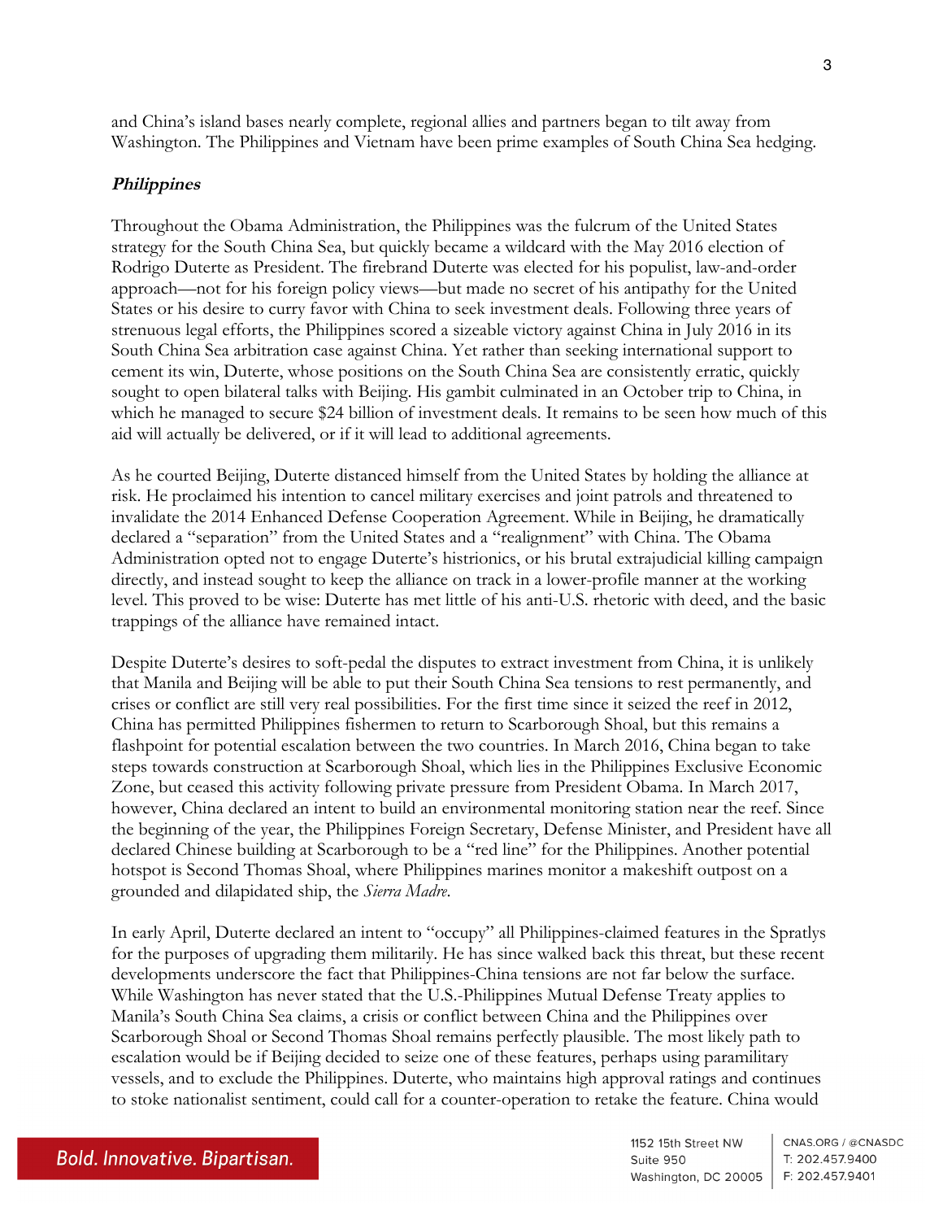and China's island bases nearly complete, regional allies and partners began to tilt away from Washington. The Philippines and Vietnam have been prime examples of South China Sea hedging.

***Philippines***

Throughout the Obama Administration, the Philippines was the fulcrum of the United States strategy for the South China Sea, but quickly became a wildcard with the May 2016 election of Rodrigo Duterte as President. The firebrand Duterte was elected for his populist, law-and-order approach—not for his foreign policy views—but made no secret of his antipathy for the United States or his desire to curry favor with China to seek investment deals. Following three years of strenuous legal efforts, the Philippines scored a sizeable victory against China in July 2016 in its South China Sea arbitration case against China. Yet rather than seeking international support to cement its win, Duterte, whose positions on the South China Sea are consistently erratic, quickly sought to open bilateral talks with Beijing. His gambit culminated in an October trip to China, in which he managed to secure $24 billion of investment deals. It remains to be seen how much of this aid will actually be delivered, or if it will lead to additional agreements.

As he courted Beijing, Duterte distanced himself from the United States by holding the alliance at risk. He proclaimed his intention to cancel military exercises and joint patrols and threatened to invalidate the 2014 Enhanced Defense Cooperation Agreement. While in Beijing, he dramatically declared a "separation" from the United States and a "realignment" with China. The Obama Administration opted not to engage Duterte's histrionics, or his brutal extrajudicial killing campaign directly, and instead sought to keep the alliance on track in a lower-profile manner at the working level. This proved to be wise: Duterte has met little of his anti-U.S. rhetoric with deed, and the basic trappings of the alliance have remained intact.

Despite Duterte's desires to soft-pedal the disputes to extract investment from China, it is unlikely that Manila and Beijing will be able to put their South China Sea tensions to rest permanently, and crises or conflict are still very real possibilities. For the first time since it seized the reef in 2012, China has permitted Philippines fishermen to return to Scarborough Shoal, but this remains a flashpoint for potential escalation between the two countries. In March 2016, China began to take steps towards construction at Scarborough Shoal, which lies in the Philippines Exclusive Economic Zone, but ceased this activity following private pressure from President Obama. In March 2017, however, China declared an intent to build an environmental monitoring station near the reef. Since the beginning of the year, the Philippines Foreign Secretary, Defense Minister, and President have all declared Chinese building at Scarborough to be a "red line" for the Philippines. Another potential hotspot is Second Thomas Shoal, where Philippines marines monitor a makeshift outpost on a grounded and dilapidated ship, the *Sierra Madre*.

In early April, Duterte declared an intent to "occupy" all Philippines-claimed features in the Spratlys for the purposes of upgrading them militarily. He has since walked back this threat, but these recent developments underscore the fact that Philippines-China tensions are not far below the surface. While Washington has never stated that the U.S.-Philippines Mutual Defense Treaty applies to Manila's South China Sea claims, a crisis or conflict between China and the Philippines over Scarborough Shoal or Second Thomas Shoal remains perfectly plausible. The most likely path to escalation would be if Beijing decided to seize one of these features, perhaps using paramilitary vessels, and to exclude the Philippines. Duterte, who maintains high approval ratings and continues to stoke nationalist sentiment, could call for a counter-operation to retake the feature. China would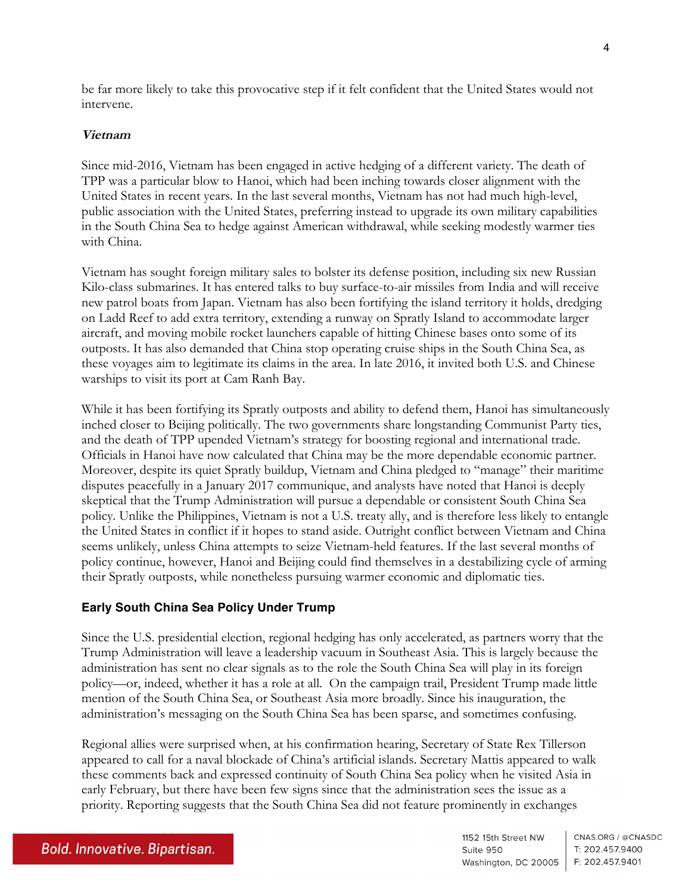be far more likely to take this provocative step if it felt confident that the United States would not intervene.

### *Vietnam*

Since mid-2016, Vietnam has been engaged in active hedging of a different variety. The death of TPP was a particular blow to Hanoi, which had been inching towards closer alignment with the United States in recent years. In the last several months, Vietnam has not had much high-level, public association with the United States, preferring instead to upgrade its own military capabilities in the South China Sea to hedge against American withdrawal, while seeking modestly warmer ties with China.

Vietnam has sought foreign military sales to bolster its defense position, including six new Russian Kilo-class submarines. It has entered talks to buy surface-to-air missiles from India and will receive new patrol boats from Japan. Vietnam has also been fortifying the island territory it holds, dredging on Ladd Reef to add extra territory, extending a runway on Spratly Island to accommodate larger aircraft, and moving mobile rocket launchers capable of hitting Chinese bases onto some of its outposts. It has also demanded that China stop operating cruise ships in the South China Sea, as these voyages aim to legitimate its claims in the area. In late 2016, it invited both U.S. and Chinese warships to visit its port at Cam Ranh Bay.

While it has been fortifying its Spratly outposts and ability to defend them, Hanoi has simultaneously inched closer to Beijing politically. The two governments share longstanding Communist Party ties, and the death of TPP upended Vietnam's strategy for boosting regional and international trade. Officials in Hanoi have now calculated that China may be the more dependable economic partner. Moreover, despite its quiet Spratly buildup, Vietnam and China pledged to "manage" their maritime disputes peacefully in a January 2017 communique, and analysts have noted that Hanoi is deeply skeptical that the Trump Administration will pursue a dependable or consistent South China Sea policy. Unlike the Philippines, Vietnam is not a U.S. treaty ally, and is therefore less likely to entangle the United States in conflict if it hopes to stand aside. Outright conflict between Vietnam and China seems unlikely, unless China attempts to seize Vietnam-held features. If the last several months of policy continue, however, Hanoi and Beijing could find themselves in a destabilizing cycle of arming their Spratly outposts, while nonetheless pursuing warmer economic and diplomatic ties.

## Early South China Sea Policy Under Trump

Since the U.S. presidential election, regional hedging has only accelerated, as partners worry that the Trump Administration will leave a leadership vacuum in Southeast Asia. This is largely because the administration has sent no clear signals as to the role the South China Sea will play in its foreign policy—or, indeed, whether it has a role at all. On the campaign trail, President Trump made little mention of the South China Sea, or Southeast Asia more broadly. Since his inauguration, the administration's messaging on the South China Sea has been sparse, and sometimes confusing.

Regional allies were surprised when, at his confirmation hearing, Secretary of State Rex Tillerson appeared to call for a naval blockade of China's artificial islands. Secretary Mattis appeared to walk these comments back and expressed continuity of South China Sea policy when he visited Asia in early February, but there have been few signs since that the administration sees the issue as a priority. Reporting suggests that the South China Sea did not feature prominently in exchanges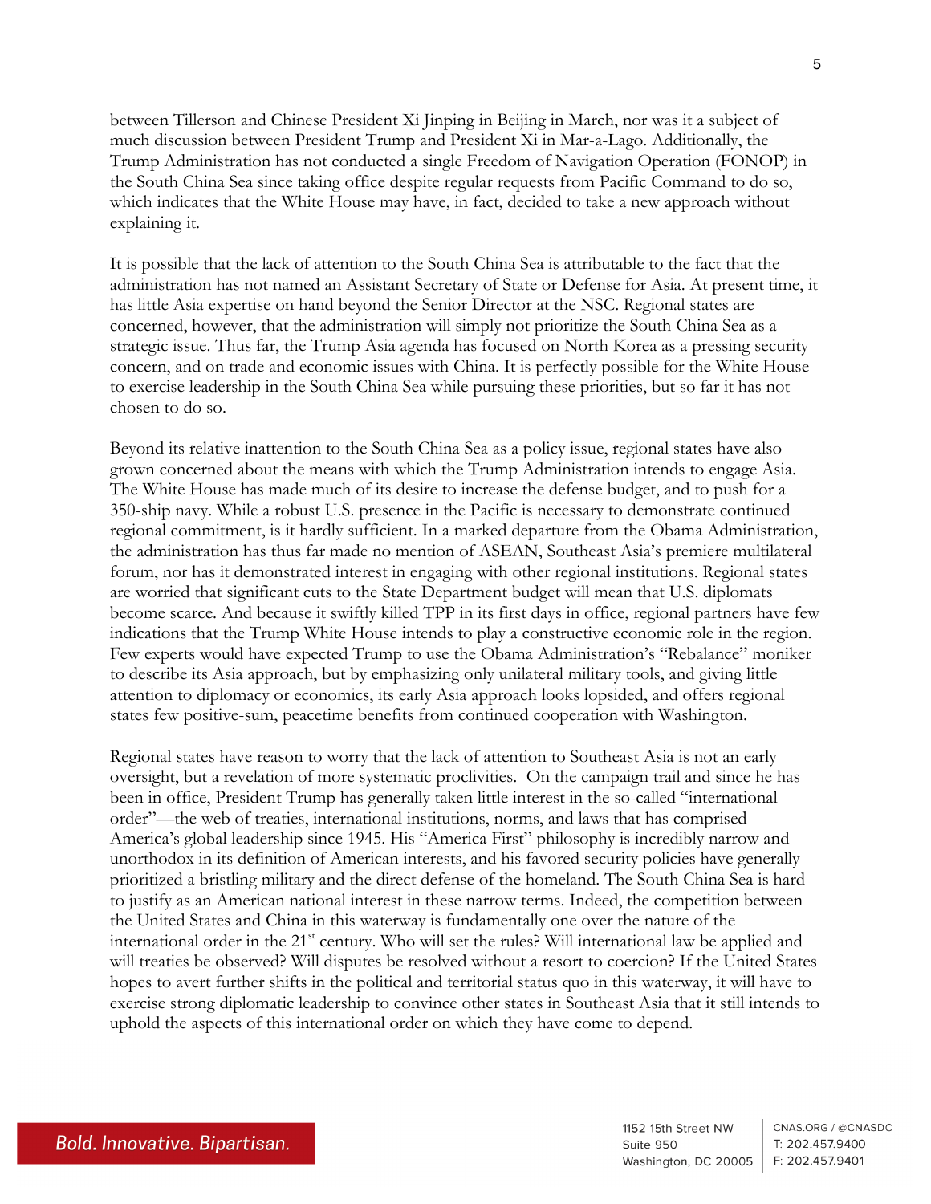between Tillerson and Chinese President Xi Jinping in Beijing in March, nor was it a subject of much discussion between President Trump and President Xi in Mar-a-Lago. Additionally, the Trump Administration has not conducted a single Freedom of Navigation Operation (FONOP) in the South China Sea since taking office despite regular requests from Pacific Command to do so, which indicates that the White House may have, in fact, decided to take a new approach without explaining it.

It is possible that the lack of attention to the South China Sea is attributable to the fact that the administration has not named an Assistant Secretary of State or Defense for Asia. At present time, it has little Asia expertise on hand beyond the Senior Director at the NSC. Regional states are concerned, however, that the administration will simply not prioritize the South China Sea as a strategic issue. Thus far, the Trump Asia agenda has focused on North Korea as a pressing security concern, and on trade and economic issues with China. It is perfectly possible for the White House to exercise leadership in the South China Sea while pursuing these priorities, but so far it has not chosen to do so.

Beyond its relative inattention to the South China Sea as a policy issue, regional states have also grown concerned about the means with which the Trump Administration intends to engage Asia. The White House has made much of its desire to increase the defense budget, and to push for a 350-ship navy. While a robust U.S. presence in the Pacific is necessary to demonstrate continued regional commitment, is it hardly sufficient. In a marked departure from the Obama Administration, the administration has thus far made no mention of ASEAN, Southeast Asia's premiere multilateral forum, nor has it demonstrated interest in engaging with other regional institutions. Regional states are worried that significant cuts to the State Department budget will mean that U.S. diplomats become scarce. And because it swiftly killed TPP in its first days in office, regional partners have few indications that the Trump White House intends to play a constructive economic role in the region. Few experts would have expected Trump to use the Obama Administration's "Rebalance" moniker to describe its Asia approach, but by emphasizing only unilateral military tools, and giving little attention to diplomacy or economics, its early Asia approach looks lopsided, and offers regional states few positive-sum, peacetime benefits from continued cooperation with Washington.

Regional states have reason to worry that the lack of attention to Southeast Asia is not an early oversight, but a revelation of more systematic proclivities. On the campaign trail and since he has been in office, President Trump has generally taken little interest in the so-called "international order"—the web of treaties, international institutions, norms, and laws that has comprised America's global leadership since 1945. His "America First" philosophy is incredibly narrow and unorthodox in its definition of American interests, and his favored security policies have generally prioritized a bristling military and the direct defense of the homeland. The South China Sea is hard to justify as an American national interest in these narrow terms. Indeed, the competition between the United States and China in this waterway is fundamentally one over the nature of the international order in the 21st century. Who will set the rules? Will international law be applied and will treaties be observed? Will disputes be resolved without a resort to coercion? If the United States hopes to avert further shifts in the political and territorial status quo in this waterway, it will have to exercise strong diplomatic leadership to convince other states in Southeast Asia that it still intends to uphold the aspects of this international order on which they have come to depend.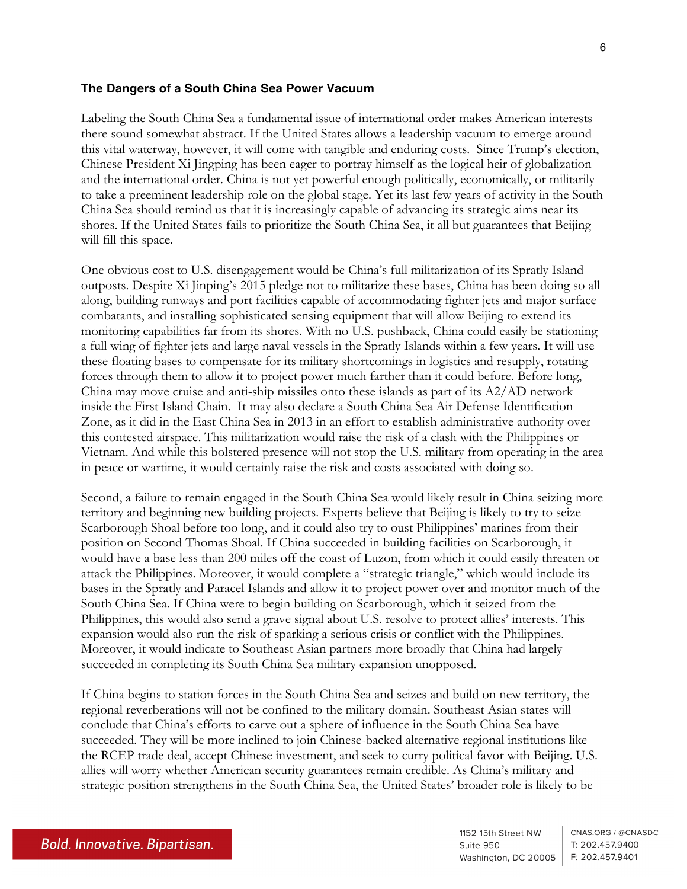### The Dangers of a South China Sea Power Vacuum

Labeling the South China Sea a fundamental issue of international order makes American interests there sound somewhat abstract. If the United States allows a leadership vacuum to emerge around this vital waterway, however, it will come with tangible and enduring costs. Since Trump's election, Chinese President Xi Jingping has been eager to portray himself as the logical heir of globalization and the international order. China is not yet powerful enough politically, economically, or militarily to take a preeminent leadership role on the global stage. Yet its last few years of activity in the South China Sea should remind us that it is increasingly capable of advancing its strategic aims near its shores. If the United States fails to prioritize the South China Sea, it all but guarantees that Beijing will fill this space.

One obvious cost to U.S. disengagement would be China's full militarization of its Spratly Island outposts. Despite Xi Jinping's 2015 pledge not to militarize these bases, China has been doing so all along, building runways and port facilities capable of accommodating fighter jets and major surface combatants, and installing sophisticated sensing equipment that will allow Beijing to extend its monitoring capabilities far from its shores. With no U.S. pushback, China could easily be stationing a full wing of fighter jets and large naval vessels in the Spratly Islands within a few years. It will use these floating bases to compensate for its military shortcomings in logistics and resupply, rotating forces through them to allow it to project power much farther than it could before. Before long, China may move cruise and anti-ship missiles onto these islands as part of its A2/AD network inside the First Island Chain. It may also declare a South China Sea Air Defense Identification Zone, as it did in the East China Sea in 2013 in an effort to establish administrative authority over this contested airspace. This militarization would raise the risk of a clash with the Philippines or Vietnam. And while this bolstered presence will not stop the U.S. military from operating in the area in peace or wartime, it would certainly raise the risk and costs associated with doing so.

Second, a failure to remain engaged in the South China Sea would likely result in China seizing more territory and beginning new building projects. Experts believe that Beijing is likely to try to seize Scarborough Shoal before too long, and it could also try to oust Philippines' marines from their position on Second Thomas Shoal. If China succeeded in building facilities on Scarborough, it would have a base less than 200 miles off the coast of Luzon, from which it could easily threaten or attack the Philippines. Moreover, it would complete a "strategic triangle," which would include its bases in the Spratly and Paracel Islands and allow it to project power over and monitor much of the South China Sea. If China were to begin building on Scarborough, which it seized from the Philippines, this would also send a grave signal about U.S. resolve to protect allies' interests. This expansion would also run the risk of sparking a serious crisis or conflict with the Philippines. Moreover, it would indicate to Southeast Asian partners more broadly that China had largely succeeded in completing its South China Sea military expansion unopposed.

If China begins to station forces in the South China Sea and seizes and build on new territory, the regional reverberations will not be confined to the military domain. Southeast Asian states will conclude that China's efforts to carve out a sphere of influence in the South China Sea have succeeded. They will be more inclined to join Chinese-backed alternative regional institutions like the RCEP trade deal, accept Chinese investment, and seek to curry political favor with Beijing. U.S. allies will worry whether American security guarantees remain credible. As China's military and strategic position strengthens in the South China Sea, the United States' broader role is likely to be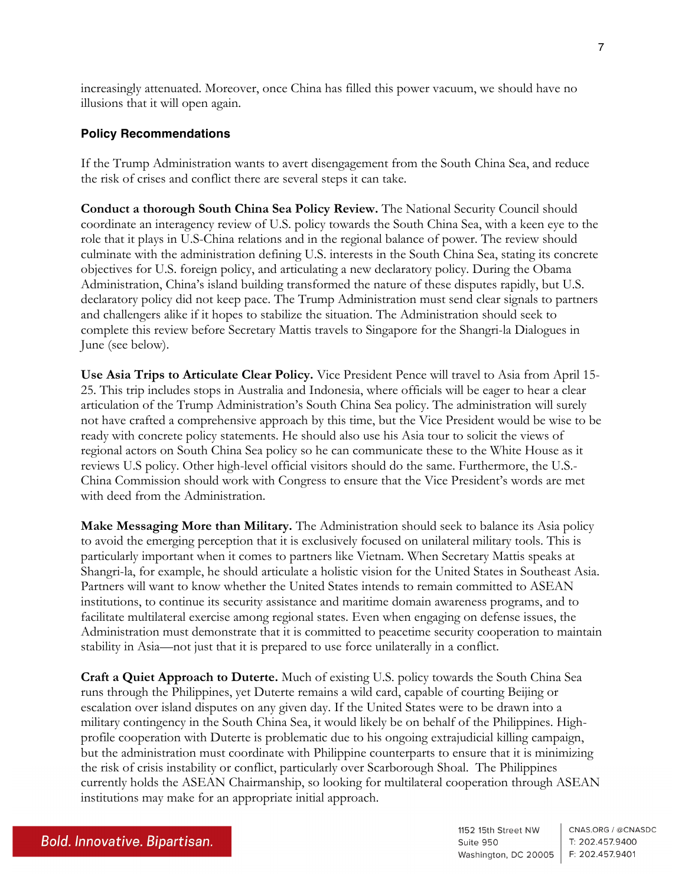increasingly attenuated. Moreover, once China has filled this power vacuum, we should have no illusions that it will open again.

### Policy Recommendations

If the Trump Administration wants to avert disengagement from the South China Sea, and reduce the risk of crises and conflict there are several steps it can take.

**Conduct a thorough South China Sea Policy Review.** The National Security Council should coordinate an interagency review of U.S. policy towards the South China Sea, with a keen eye to the role that it plays in U.S-China relations and in the regional balance of power. The review should culminate with the administration defining U.S. interests in the South China Sea, stating its concrete objectives for U.S. foreign policy, and articulating a new declaratory policy. During the Obama Administration, China's island building transformed the nature of these disputes rapidly, but U.S. declaratory policy did not keep pace. The Trump Administration must send clear signals to partners and challengers alike if it hopes to stabilize the situation. The Administration should seek to complete this review before Secretary Mattis travels to Singapore for the Shangri-la Dialogues in June (see below).

**Use Asia Trips to Articulate Clear Policy.** Vice President Pence will travel to Asia from April 15-25. This trip includes stops in Australia and Indonesia, where officials will be eager to hear a clear articulation of the Trump Administration's South China Sea policy. The administration will surely not have crafted a comprehensive approach by this time, but the Vice President would be wise to be ready with concrete policy statements. He should also use his Asia tour to solicit the views of regional actors on South China Sea policy so he can communicate these to the White House as it reviews U.S policy. Other high-level official visitors should do the same. Furthermore, the U.S.-China Commission should work with Congress to ensure that the Vice President's words are met with deed from the Administration.

**Make Messaging More than Military.** The Administration should seek to balance its Asia policy to avoid the emerging perception that it is exclusively focused on unilateral military tools. This is particularly important when it comes to partners like Vietnam. When Secretary Mattis speaks at Shangri-la, for example, he should articulate a holistic vision for the United States in Southeast Asia. Partners will want to know whether the United States intends to remain committed to ASEAN institutions, to continue its security assistance and maritime domain awareness programs, and to facilitate multilateral exercise among regional states. Even when engaging on defense issues, the Administration must demonstrate that it is committed to peacetime security cooperation to maintain stability in Asia—not just that it is prepared to use force unilaterally in a conflict.

**Craft a Quiet Approach to Duterte.** Much of existing U.S. policy towards the South China Sea runs through the Philippines, yet Duterte remains a wild card, capable of courting Beijing or escalation over island disputes on any given day. If the United States were to be drawn into a military contingency in the South China Sea, it would likely be on behalf of the Philippines. High-profile cooperation with Duterte is problematic due to his ongoing extrajudicial killing campaign, but the administration must coordinate with Philippine counterparts to ensure that it is minimizing the risk of crisis instability or conflict, particularly over Scarborough Shoal. The Philippines currently holds the ASEAN Chairmanship, so looking for multilateral cooperation through ASEAN institutions may make for an appropriate initial approach.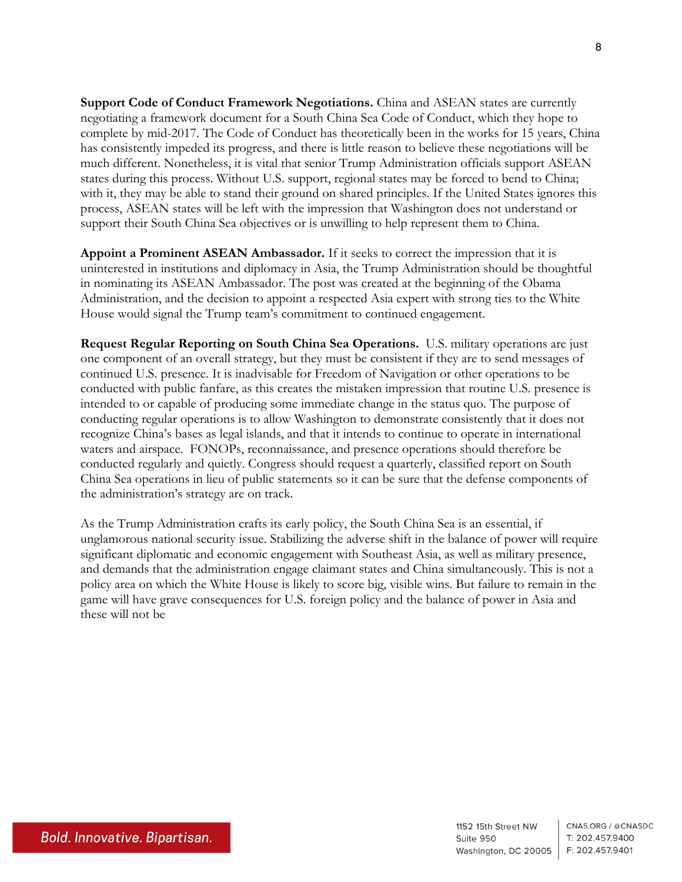**Support Code of Conduct Framework Negotiations.** China and ASEAN states are currently negotiating a framework document for a South China Sea Code of Conduct, which they hope to complete by mid-2017. The Code of Conduct has theoretically been in the works for 15 years, China has consistently impeded its progress, and there is little reason to believe these negotiations will be much different. Nonetheless, it is vital that senior Trump Administration officials support ASEAN states during this process. Without U.S. support, regional states may be forced to bend to China; with it, they may be able to stand their ground on shared principles. If the United States ignores this process, ASEAN states will be left with the impression that Washington does not understand or support their South China Sea objectives or is unwilling to help represent them to China.

**Appoint a Prominent ASEAN Ambassador.** If it seeks to correct the impression that it is uninterested in institutions and diplomacy in Asia, the Trump Administration should be thoughtful in nominating its ASEAN Ambassador. The post was created at the beginning of the Obama Administration, and the decision to appoint a respected Asia expert with strong ties to the White House would signal the Trump team's commitment to continued engagement.

**Request Regular Reporting on South China Sea Operations.** U.S. military operations are just one component of an overall strategy, but they must be consistent if they are to send messages of continued U.S. presence. It is inadvisable for Freedom of Navigation or other operations to be conducted with public fanfare, as this creates the mistaken impression that routine U.S. presence is intended to or capable of producing some immediate change in the status quo. The purpose of conducting regular operations is to allow Washington to demonstrate consistently that it does not recognize China's bases as legal islands, and that it intends to continue to operate in international waters and airspace. FONOPs, reconnaissance, and presence operations should therefore be conducted regularly and quietly. Congress should request a quarterly, classified report on South China Sea operations in lieu of public statements so it can be sure that the defense components of the administration's strategy are on track.

As the Trump Administration crafts its early policy, the South China Sea is an essential, if unglamorous national security issue. Stabilizing the adverse shift in the balance of power will require significant diplomatic and economic engagement with Southeast Asia, as well as military presence, and demands that the administration engage claimant states and China simultaneously. This is not a policy area on which the White House is likely to score big, visible wins. But failure to remain in the game will have grave consequences for U.S. foreign policy and the balance of power in Asia and these will not be